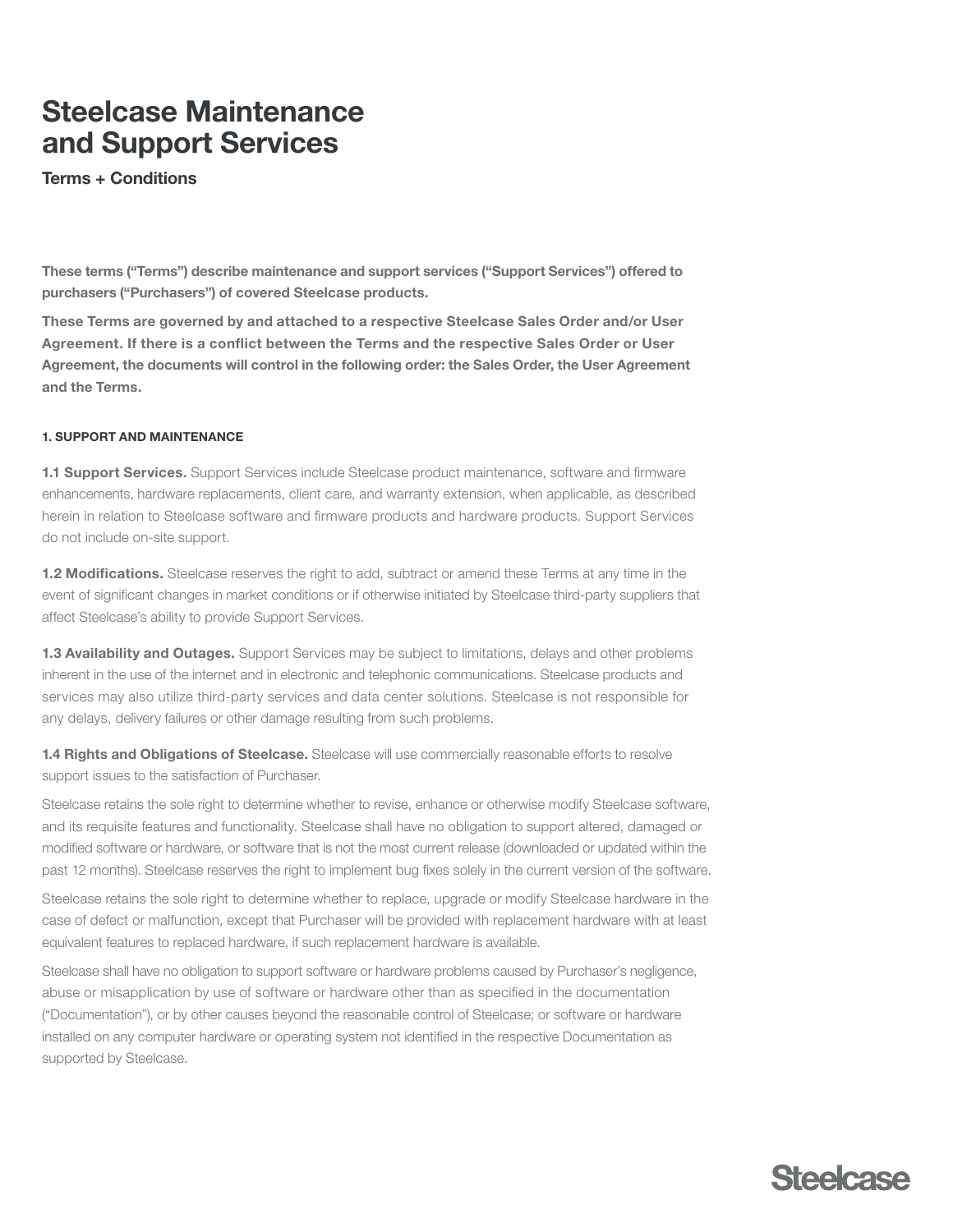# Steelcase Maintenance and Support Services

## Terms + Conditions

**These terms ("Terms") describe maintenance and support services ("Support Services") offered to purchasers ("Purchasers") of covered Steelcase products.**

**These Terms are governed by and attached to a respective Steelcase Sales Order and/or User Agreement. If there is a conflict between the Terms and the respective Sales Order or User Agreement, the documents will control in the following order: the Sales Order, the User Agreement and the Terms.**

### 1. SUPPORT AND MAINTENANCE

**1.1 Support Services.** Support Services include Steelcase product maintenance, software and firmware enhancements, hardware replacements, client care, and warranty extension, when applicable, as described herein in relation to Steelcase software and firmware products and hardware products. Support Services do not include on-site support.

**1.2 Modifications.** Steelcase reserves the right to add, subtract or amend these Terms at any time in the event of significant changes in market conditions or if otherwise initiated by Steelcase third-party suppliers that affect Steelcase's ability to provide Support Services.

**1.3 Availability and Outages.** Support Services may be subject to limitations, delays and other problems inherent in the use of the internet and in electronic and telephonic communications. Steelcase products and services may also utilize third-party services and data center solutions. Steelcase is not responsible for any delays, delivery failures or other damage resulting from such problems.

**1.4 Rights and Obligations of Steelcase.** Steelcase will use commercially reasonable efforts to resolve support issues to the satisfaction of Purchaser.

Steelcase retains the sole right to determine whether to revise, enhance or otherwise modify Steelcase software, and its requisite features and functionality. Steelcase shall have no obligation to support altered, damaged or modified software or hardware, or software that is not the most current release (downloaded or updated within the past 12 months). Steelcase reserves the right to implement bug fixes solely in the current version of the software.

Steelcase retains the sole right to determine whether to replace, upgrade or modify Steelcase hardware in the case of defect or malfunction, except that Purchaser will be provided with replacement hardware with at least equivalent features to replaced hardware, if such replacement hardware is available.

Steelcase shall have no obligation to support software or hardware problems caused by Purchaser's negligence, abuse or misapplication by use of software or hardware other than as specified in the documentation ("Documentation"), or by other causes beyond the reasonable control of Steelcase; or software or hardware installed on any computer hardware or operating system not identified in the respective Documentation as supported by Steelcase.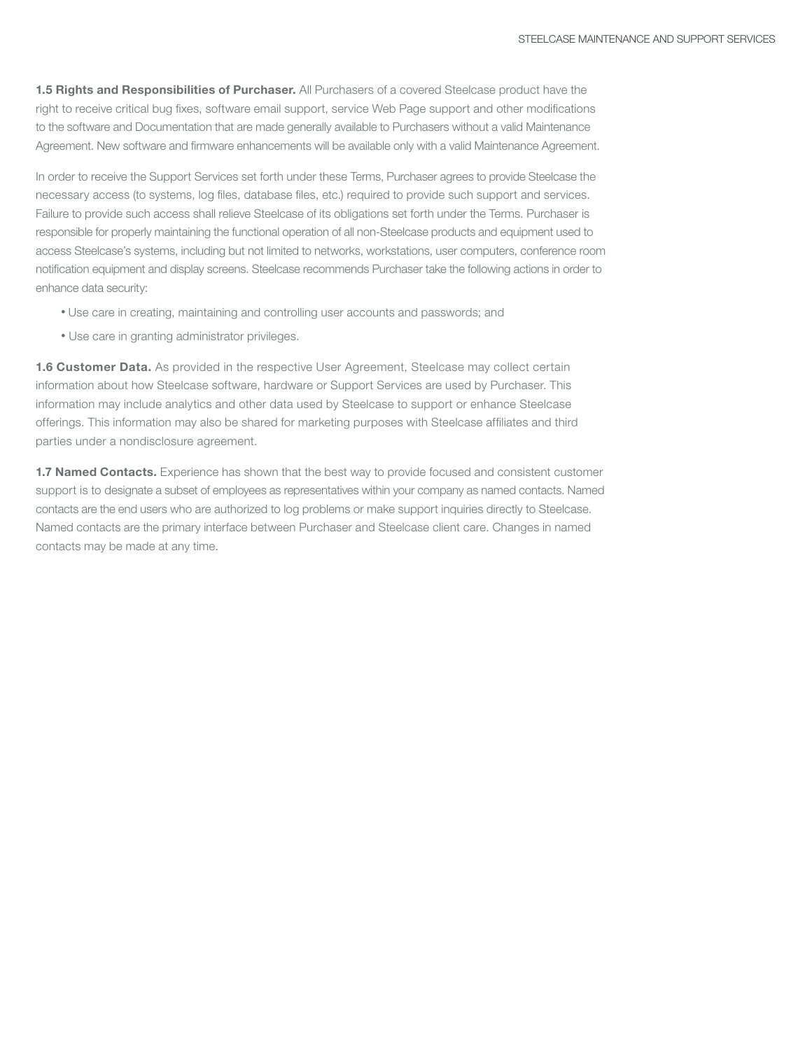**1.5 Rights and Responsibilities of Purchaser.** All Purchasers of a covered Steelcase product have the right to receive critical bug fixes, software email support, service Web Page support and other modifications to the software and Documentation that are made generally available to Purchasers without a valid Maintenance Agreement. New software and firmware enhancements will be available only with a valid Maintenance Agreement.

In order to receive the Support Services set forth under these Terms, Purchaser agrees to provide Steelcase the necessary access (to systems, log files, database files, etc.) required to provide such support and services. Failure to provide such access shall relieve Steelcase of its obligations set forth under the Terms. Purchaser is responsible for properly maintaining the functional operation of all non-Steelcase products and equipment used to access Steelcase's systems, including but not limited to networks, workstations, user computers, conference room notification equipment and display screens. Steelcase recommends Purchaser take the following actions in order to enhance data security:

- Use care in creating, maintaining and controlling user accounts and passwords; and
- Use care in granting administrator privileges.

**1.6 Customer Data.** As provided in the respective User Agreement, Steelcase may collect certain information about how Steelcase software, hardware or Support Services are used by Purchaser. This information may include analytics and other data used by Steelcase to support or enhance Steelcase offerings. This information may also be shared for marketing purposes with Steelcase affiliates and third parties under a nondisclosure agreement.

**1.7 Named Contacts.** Experience has shown that the best way to provide focused and consistent customer support is to designate a subset of employees as representatives within your company as named contacts. Named contacts are the end users who are authorized to log problems or make support inquiries directly to Steelcase. Named contacts are the primary interface between Purchaser and Steelcase client care. Changes in named contacts may be made at any time.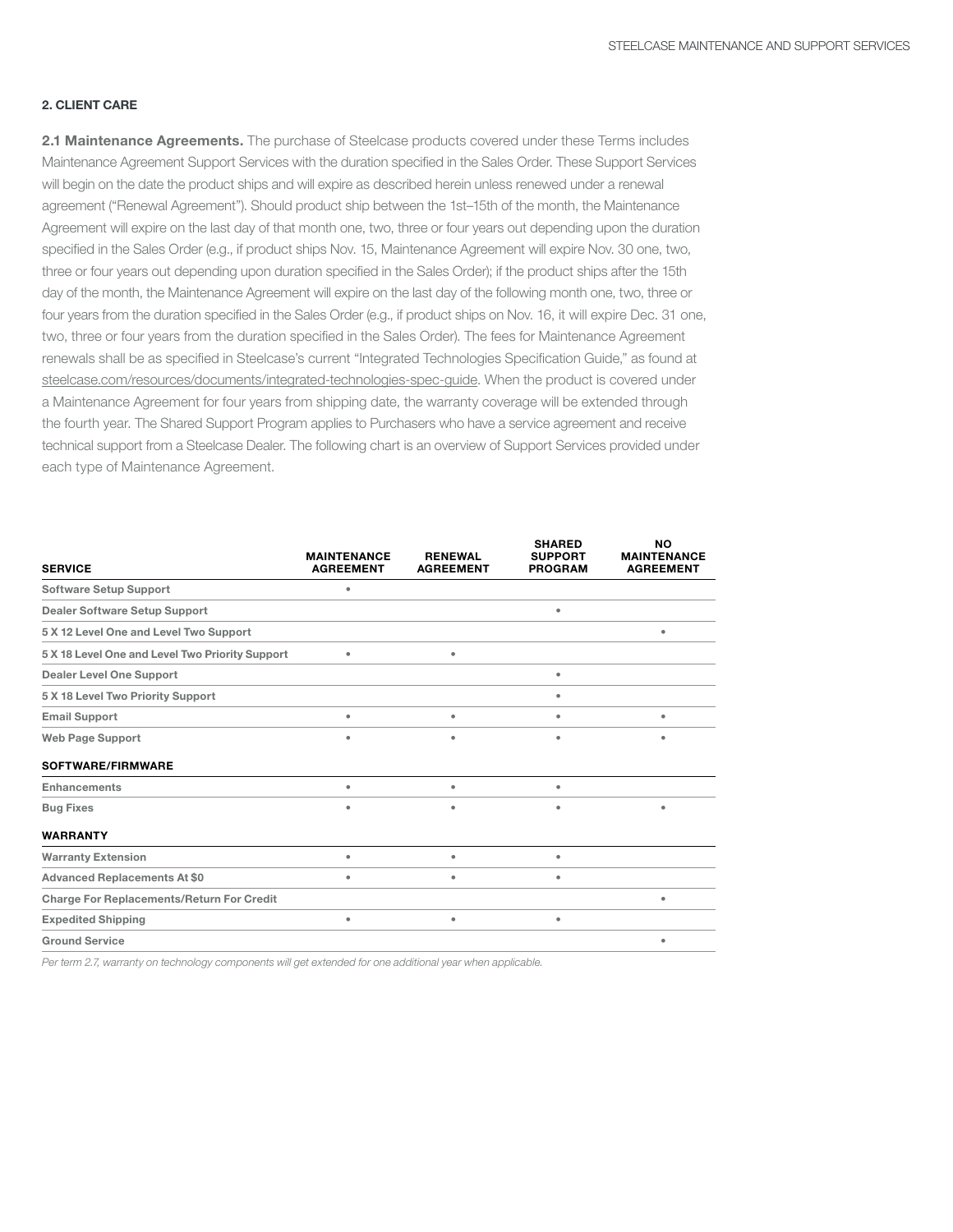## 2. CLIENT CARE

**2.1 Maintenance Agreements.** The purchase of Steelcase products covered under these Terms includes Maintenance Agreement Support Services with the duration specified in the Sales Order. These Support Services will begin on the date the product ships and will expire as described herein unless renewed under a renewal agreement ("Renewal Agreement"). Should product ship between the 1st–15th of the month, the Maintenance Agreement will expire on the last day of that month one, two, three or four years out depending upon the duration specified in the Sales Order (e.g., if product ships Nov. 15, Maintenance Agreement will expire Nov. 30 one, two, three or four years out depending upon duration specified in the Sales Order); if the product ships after the 15th day of the month, the Maintenance Agreement will expire on the last day of the following month one, two, three or four years from the duration specified in the Sales Order (e.g., if product ships on Nov. 16, it will expire Dec. 31 one, two, three or four years from the duration specified in the Sales Order). The fees for Maintenance Agreement renewals shall be as specified in Steelcase's current "Integrated Technologies Specification Guide," as found at steelcase.com/resources/documents/integrated-technologies-spec-guide. When the product is covered under a Maintenance Agreement for four years from shipping date, the warranty coverage will be extended through the fourth year. The Shared Support Program applies to Purchasers who have a service agreement and receive technical support from a Steelcase Dealer. The following chart is an overview of Support Services provided under each type of Maintenance Agreement.

| SERVICE | MAINTENANCE AGREEMENT | RENEWAL AGREEMENT | SHARED SUPPORT PROGRAM | NO MAINTENANCE AGREEMENT |
|---|---|---|---|---|
| Software Setup Support | • | | | |
| Dealer Software Setup Support | | | • | |
| 5 X 12 Level One and Level Two Support | | | | • |
| 5 X 18 Level One and Level Two Priority Support | • | • | | |
| Dealer Level One Support | | | • | |
| 5 X 18 Level Two Priority Support | | | • | |
| Email Support | • | • | • | • |
| Web Page Support | • | • | • | • |
| **SOFTWARE/FIRMWARE** | | | | |
| Enhancements | • | • | • | |
| Bug Fixes | • | • | • | • |
| **WARRANTY** | | | | |
| Warranty Extension | • | • | • | |
| Advanced Replacements At $0 | • | • | • | |
| Charge For Replacements/Return For Credit | | | | • |
| Expedited Shipping | • | • | • | |
| Ground Service | | | | • |

*Per term 2.7, warranty on technology components will get extended for one additional year when applicable.*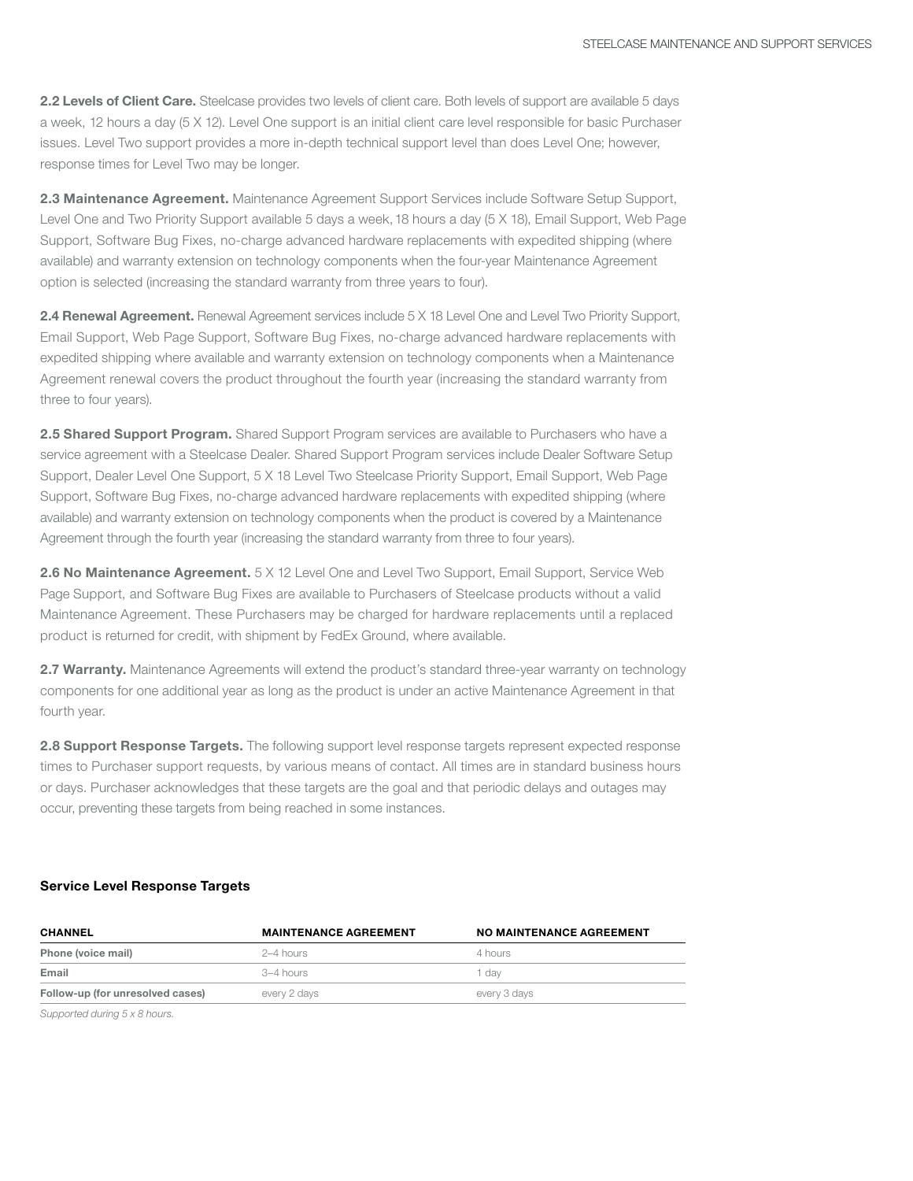**2.2 Levels of Client Care.** Steelcase provides two levels of client care. Both levels of support are available 5 days a week, 12 hours a day (5 X 12). Level One support is an initial client care level responsible for basic Purchaser issues. Level Two support provides a more in-depth technical support level than does Level One; however, response times for Level Two may be longer.

**2.3 Maintenance Agreement.** Maintenance Agreement Support Services include Software Setup Support, Level One and Two Priority Support available 5 days a week, 18 hours a day (5 X 18), Email Support, Web Page Support, Software Bug Fixes, no-charge advanced hardware replacements with expedited shipping (where available) and warranty extension on technology components when the four-year Maintenance Agreement option is selected (increasing the standard warranty from three years to four).

**2.4 Renewal Agreement.** Renewal Agreement services include 5 X 18 Level One and Level Two Priority Support, Email Support, Web Page Support, Software Bug Fixes, no-charge advanced hardware replacements with expedited shipping where available and warranty extension on technology components when a Maintenance Agreement renewal covers the product throughout the fourth year (increasing the standard warranty from three to four years).

**2.5 Shared Support Program.** Shared Support Program services are available to Purchasers who have a service agreement with a Steelcase Dealer. Shared Support Program services include Dealer Software Setup Support, Dealer Level One Support, 5 X 18 Level Two Steelcase Priority Support, Email Support, Web Page Support, Software Bug Fixes, no-charge advanced hardware replacements with expedited shipping (where available) and warranty extension on technology components when the product is covered by a Maintenance Agreement through the fourth year (increasing the standard warranty from three to four years).

**2.6 No Maintenance Agreement.** 5 X 12 Level One and Level Two Support, Email Support, Service Web Page Support, and Software Bug Fixes are available to Purchasers of Steelcase products without a valid Maintenance Agreement. These Purchasers may be charged for hardware replacements until a replaced product is returned for credit, with shipment by FedEx Ground, where available.

**2.7 Warranty.** Maintenance Agreements will extend the product's standard three-year warranty on technology components for one additional year as long as the product is under an active Maintenance Agreement in that fourth year.

**2.8 Support Response Targets.** The following support level response targets represent expected response times to Purchaser support requests, by various means of contact. All times are in standard business hours or days. Purchaser acknowledges that these targets are the goal and that periodic delays and outages may occur, preventing these targets from being reached in some instances.

### Service Level Response Targets

| CHANNEL | MAINTENANCE AGREEMENT | NO MAINTENANCE AGREEMENT |
|---|---|---|
| **Phone (voice mail)** | 2–4 hours | 4 hours |
| **Email** | 3–4 hours | 1 day |
| **Follow-up (for unresolved cases)** | every 2 days | every 3 days |

*Supported during 5 x 8 hours.*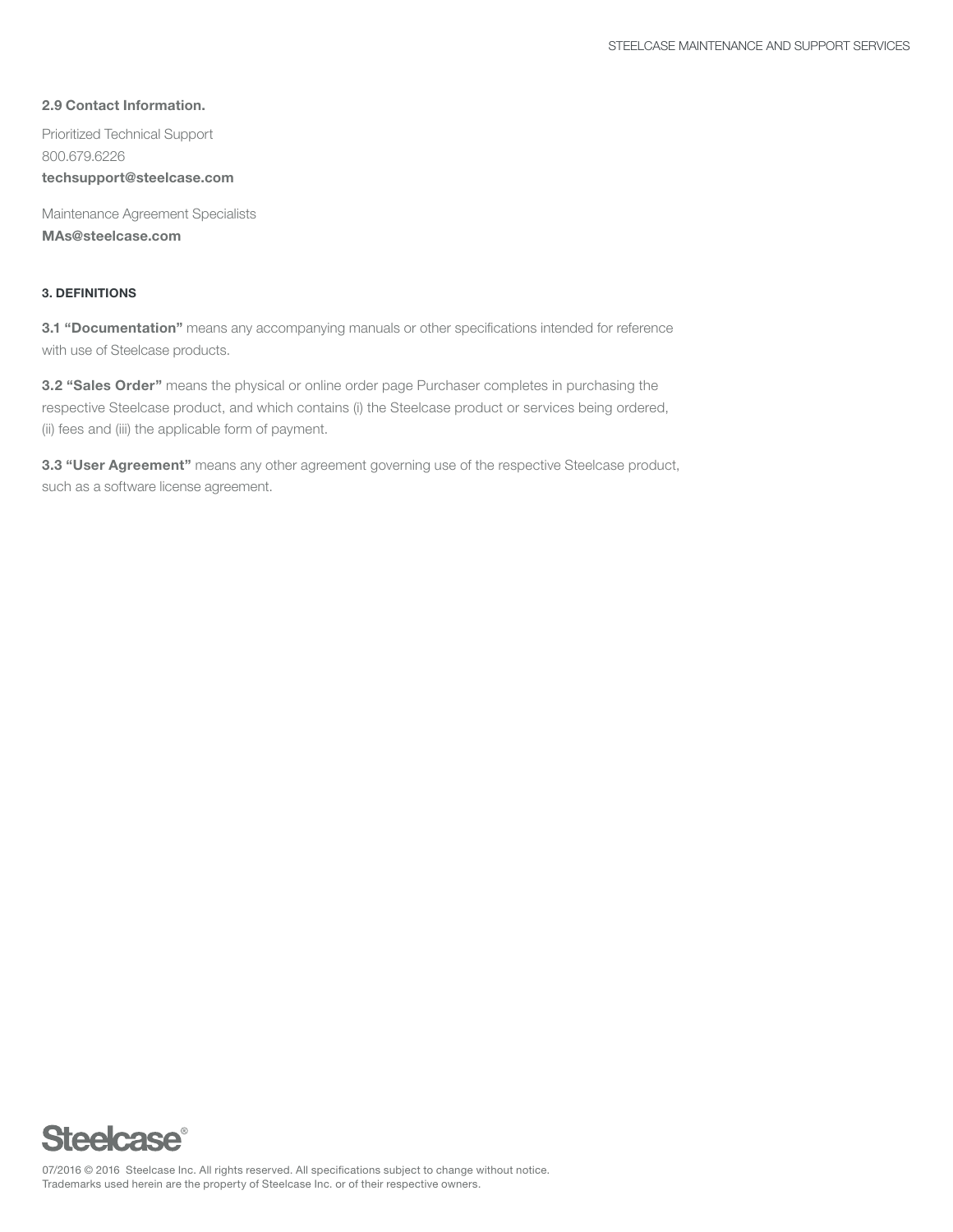**2.9 Contact Information.**

Prioritized Technical Support
800.679.6226
**techsupport@steelcase.com**

Maintenance Agreement Specialists
**MAs@steelcase.com**

## 3. DEFINITIONS

**3.1 "Documentation"** means any accompanying manuals or other specifications intended for reference with use of Steelcase products.

**3.2 "Sales Order"** means the physical or online order page Purchaser completes in purchasing the respective Steelcase product, and which contains (i) the Steelcase product or services being ordered, (ii) fees and (iii) the applicable form of payment.

**3.3 "User Agreement"** means any other agreement governing use of the respective Steelcase product, such as a software license agreement.

Steelcase®

07/2016 © 2016 Steelcase Inc. All rights reserved. All specifications subject to change without notice.
Trademarks used herein are the property of Steelcase Inc. or of their respective owners.